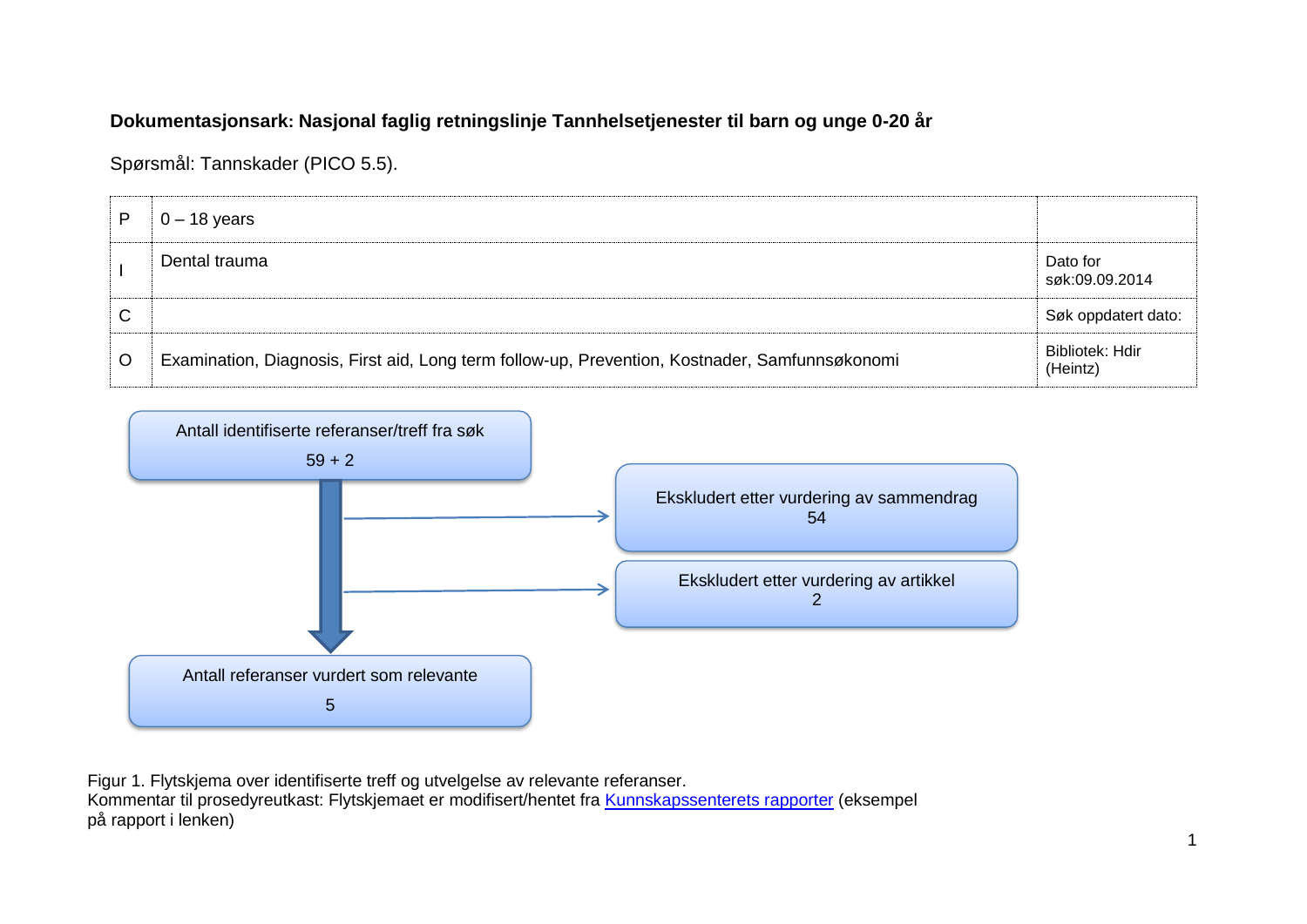**Dokumentasjonsark: Nasjonal faglig retningslinje Tannhelsetjenester til barn og unge 0-20 år**

Spørsmål: Tannskader (PICO 5.5).

| | | |
|---|---|---|
| P | 0 – 18 years | |
| I | Dental trauma | Dato for søk:09.09.2014 |
| C | | Søk oppdatert dato: |
| O | Examination, Diagnosis, First aid, Long term follow-up, Prevention, Kostnader, Samfunnsøkonomi | Bibliotek: Hdir (Heintz) |

Antall identifiserte referanser/treff fra søk
59 + 2

Ekskludert etter vurdering av sammendrag
54

Ekskludert etter vurdering av artikkel
2

Antall referanser vurdert som relevante
5

Figur 1. Flytskjema over identifiserte treff og utvelgelse av relevante referanser.
Kommentar til prosedyreutkast: Flytskjemaet er modifisert/hentet fra Kunnskapssenterets rapporter (eksempel på rapport i lenken)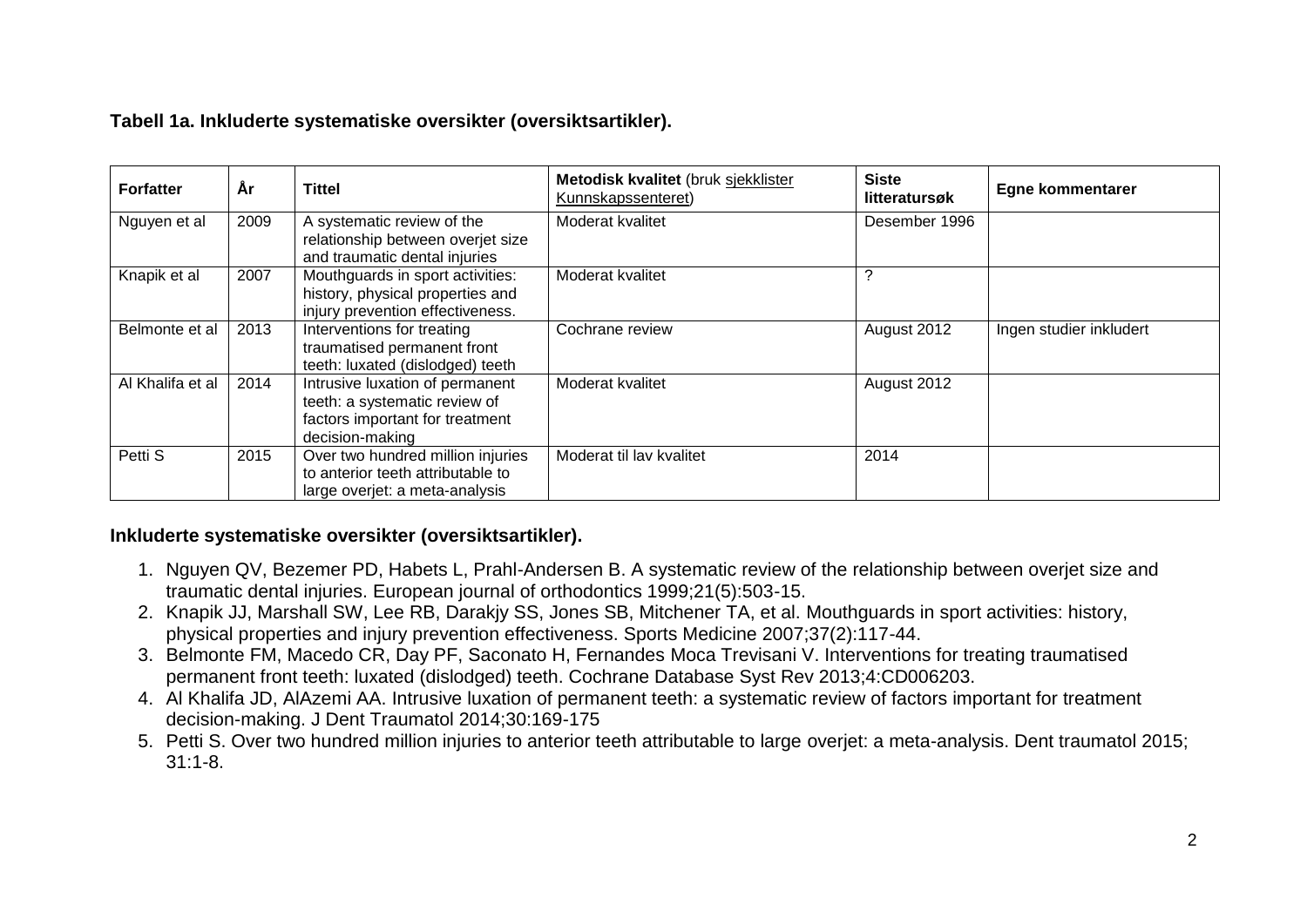**Tabell 1a. Inkluderte systematiske oversikter (oversiktsartikler).**

| **Forfatter** | **År** | **Tittel** | **Metodisk kvalitet** (bruk sjekklister Kunnskapssenteret) | **Siste litteratursøk** | **Egne kommentarer** |
|---|---|---|---|---|---|
| Nguyen et al | 2009 | A systematic review of the relationship between overjet size and traumatic dental injuries | Moderat kvalitet | Desember 1996 | |
| Knapik et al | 2007 | Mouthguards in sport activities: history, physical properties and injury prevention effectiveness. | Moderat kvalitet | ? | |
| Belmonte et al | 2013 | Interventions for treating traumatised permanent front teeth: luxated (dislodged) teeth | Cochrane review | August 2012 | Ingen studier inkludert |
| Al Khalifa et al | 2014 | Intrusive luxation of permanent teeth: a systematic review of factors important for treatment decision-making | Moderat kvalitet | August 2012 | |
| Petti S | 2015 | Over two hundred million injuries to anterior teeth attributable to large overjet: a meta-analysis | Moderat til lav kvalitet | 2014 | |

**Inkluderte systematiske oversikter (oversiktsartikler).**

1. Nguyen QV, Bezemer PD, Habets L, Prahl-Andersen B. A systematic review of the relationship between overjet size and traumatic dental injuries. European journal of orthodontics 1999;21(5):503-15.
2. Knapik JJ, Marshall SW, Lee RB, Darakjy SS, Jones SB, Mitchener TA, et al. Mouthguards in sport activities: history, physical properties and injury prevention effectiveness. Sports Medicine 2007;37(2):117-44.
3. Belmonte FM, Macedo CR, Day PF, Saconato H, Fernandes Moca Trevisani V. Interventions for treating traumatised permanent front teeth: luxated (dislodged) teeth. Cochrane Database Syst Rev 2013;4:CD006203.
4. Al Khalifa JD, AlAzemi AA. Intrusive luxation of permanent teeth: a systematic review of factors important for treatment decision-making. J Dent Traumatol 2014;30:169-175
5. Petti S. Over two hundred million injuries to anterior teeth attributable to large overjet: a meta-analysis. Dent traumatol 2015; 31:1-8.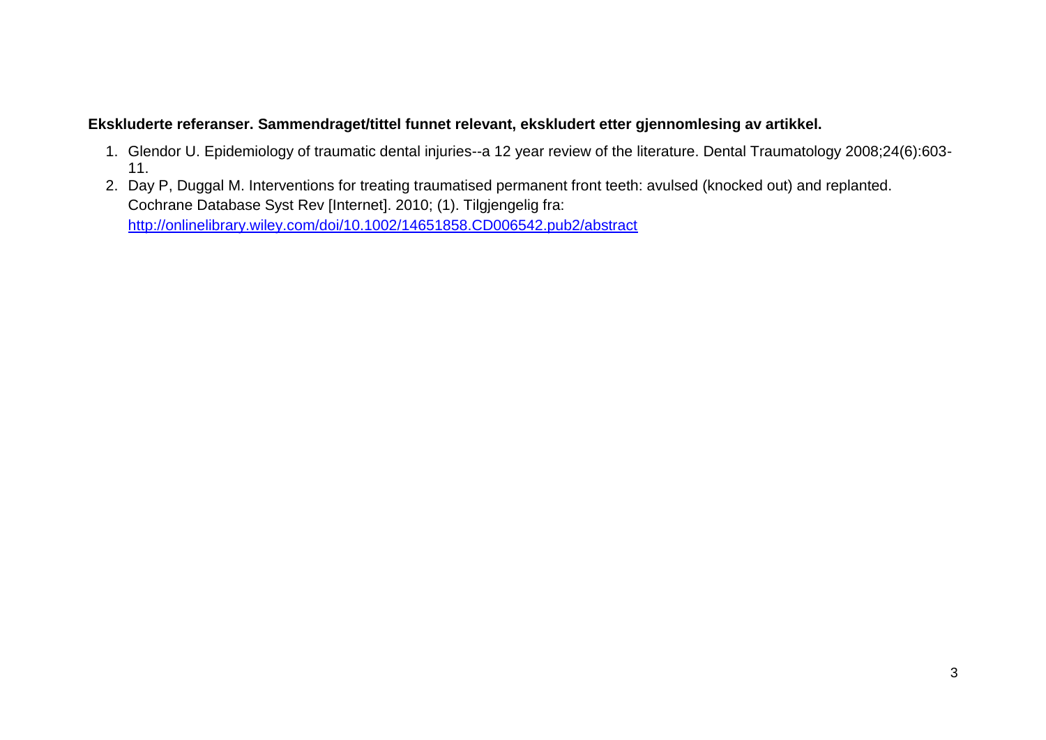**Ekskluderte referanser. Sammendraget/tittel funnet relevant, ekskludert etter gjennomlesing av artikkel.**

1. Glendor U. Epidemiology of traumatic dental injuries--a 12 year review of the literature. Dental Traumatology 2008;24(6):603-11.
2. Day P, Duggal M. Interventions for treating traumatised permanent front teeth: avulsed (knocked out) and replanted. Cochrane Database Syst Rev [Internet]. 2010; (1). Tilgjengelig fra: http://onlinelibrary.wiley.com/doi/10.1002/14651858.CD006542.pub2/abstract